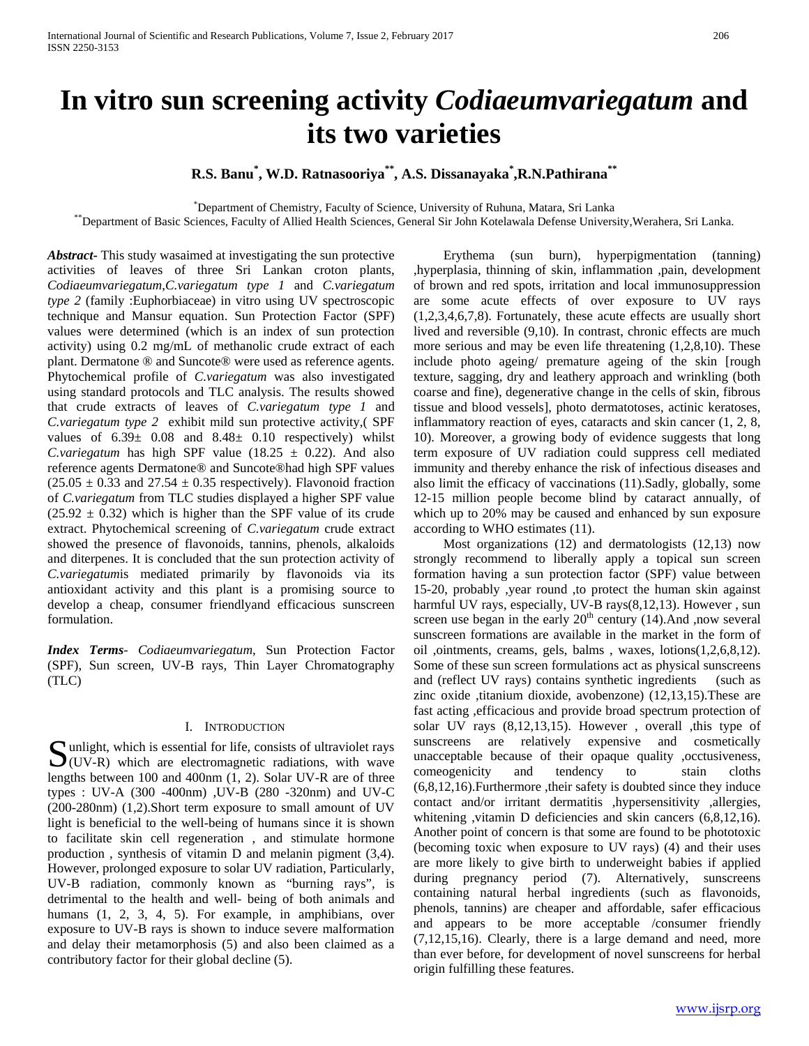# In vitro sun screening activity *Codiaeumvariegatum* and its two varieties

**R.S. Banu[*], W.D. Ratnasooriya[**], A.S. Dissanayaka[*],R.N.Pathirana[**]**

[*]Department of Chemistry, Faculty of Science, University of Ruhuna, Matara, Sri Lanka
[**]Department of Basic Sciences, Faculty of Allied Health Sciences, General Sir John Kotelawala Defense University,Werahera, Sri Lanka.

***Abstract***- This study wasaimed at investigating the sun protective activities of leaves of three Sri Lankan croton plants, *Codiaeumvariegatum*,*C.variegatum type 1* and *C.variegatum type 2* (family :Euphorbiaceae) in vitro using UV spectroscopic technique and Mansur equation. Sun Protection Factor (SPF) values were determined (which is an index of sun protection activity) using 0.2 mg/mL of methanolic crude extract of each plant. Dermatone ® and Suncote® were used as reference agents. Phytochemical profile of *C.variegatum* was also investigated using standard protocols and TLC analysis. The results showed that crude extracts of leaves of *C.variegatum type 1* and *C.variegatum type 2* exhibit mild sun protective activity,( SPF values of 6.39± 0.08 and 8.48± 0.10 respectively) whilst *C.variegatum* has high SPF value (18.25 ± 0.22). And also reference agents Dermatone® and Suncote®had high SPF values (25.05 ± 0.33 and 27.54 ± 0.35 respectively). Flavonoid fraction of *C.variegatum* from TLC studies displayed a higher SPF value (25.92 ± 0.32) which is higher than the SPF value of its crude extract. Phytochemical screening of *C.variegatum* crude extract showed the presence of flavonoids, tannins, phenols, alkaloids and diterpenes. It is concluded that the sun protection activity of *C.variegatum*is mediated primarily by flavonoids via its antioxidant activity and this plant is a promising source to develop a cheap, consumer friendlyand efficacious sunscreen formulation.

***Index Terms***- *Codiaeumvariegatum*, Sun Protection Factor (SPF), Sun screen, UV-B rays, Thin Layer Chromatography (TLC)

## I. Introduction

Sunlight, which is essential for life, consists of ultraviolet rays (UV-R) which are electromagnetic radiations, with wave lengths between 100 and 400nm (1, 2). Solar UV-R are of three types : UV-A (300 -400nm) ,UV-B (280 -320nm) and UV-C (200-280nm) (1,2).Short term exposure to small amount of UV light is beneficial to the well-being of humans since it is shown to facilitate skin cell regeneration , and stimulate hormone production , synthesis of vitamin D and melanin pigment (3,4). However, prolonged exposure to solar UV radiation, Particularly, UV-B radiation, commonly known as "burning rays", is detrimental to the health and well- being of both animals and humans (1, 2, 3, 4, 5). For example, in amphibians, over exposure to UV-B rays is shown to induce severe malformation and delay their metamorphosis (5) and also been claimed as a contributory factor for their global decline (5).

Erythema (sun burn), hyperpigmentation (tanning) ,hyperplasia, thinning of skin, inflammation ,pain, development of brown and red spots, irritation and local immunosuppression are some acute effects of over exposure to UV rays (1,2,3,4,6,7,8). Fortunately, these acute effects are usually short lived and reversible (9,10). In contrast, chronic effects are much more serious and may be even life threatening (1,2,8,10). These include photo ageing/ premature ageing of the skin [rough texture, sagging, dry and leathery approach and wrinkling (both coarse and fine), degenerative change in the cells of skin, fibrous tissue and blood vessels], photo dermatotoses, actinic keratoses, inflammatory reaction of eyes, cataracts and skin cancer (1, 2, 8, 10). Moreover, a growing body of evidence suggests that long term exposure of UV radiation could suppress cell mediated immunity and thereby enhance the risk of infectious diseases and also limit the efficacy of vaccinations (11).Sadly, globally, some 12-15 million people become blind by cataract annually, of which up to 20% may be caused and enhanced by sun exposure according to WHO estimates (11).

Most organizations (12) and dermatologists (12,13) now strongly recommend to liberally apply a topical sun screen formation having a sun protection factor (SPF) value between 15-20, probably ,year round ,to protect the human skin against harmful UV rays, especially, UV-B rays(8,12,13). However , sun screen use began in the early 20[th] century (14).And ,now several sunscreen formations are available in the market in the form of oil ,ointments, creams, gels, balms , waxes, lotions(1,2,6,8,12). Some of these sun screen formulations act as physical sunscreens and (reflect UV rays) contains synthetic ingredients (such as zinc oxide ,titanium dioxide, avobenzone) (12,13,15).These are fast acting ,efficacious and provide broad spectrum protection of solar UV rays (8,12,13,15). However , overall ,this type of sunscreens are relatively expensive and cosmetically unacceptable because of their opaque quality ,occtusiveness, comeogenicity and tendency to stain cloths (6,8,12,16).Furthermore ,their safety is doubted since they induce contact and/or irritant dermatitis ,hypersensitivity ,allergies, whitening ,vitamin D deficiencies and skin cancers (6,8,12,16). Another point of concern is that some are found to be phototoxic (becoming toxic when exposure to UV rays) (4) and their uses are more likely to give birth to underweight babies if applied during pregnancy period (7). Alternatively, sunscreens containing natural herbal ingredients (such as flavonoids, phenols, tannins) are cheaper and affordable, safer efficacious and appears to be more acceptable /consumer friendly (7,12,15,16). Clearly, there is a large demand and need, more than ever before, for development of novel sunscreens for herbal origin fulfilling these features.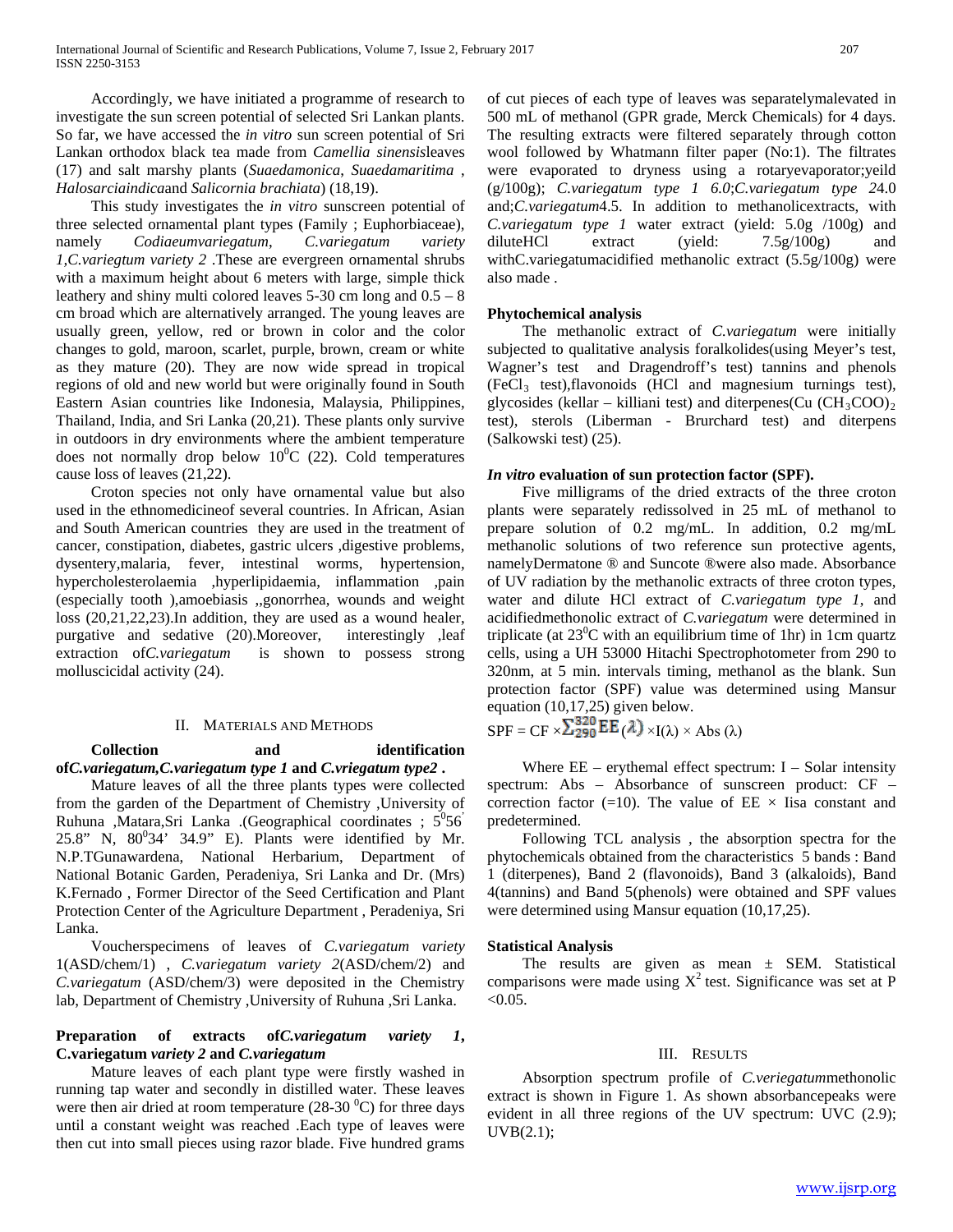Accordingly, we have initiated a programme of research to investigate the sun screen potential of selected Sri Lankan plants. So far, we have accessed the *in vitro* sun screen potential of Sri Lankan orthodox black tea made from *Camellia sinensis*leaves (17) and salt marshy plants (*Suaedamonica*, *Suaedamaritima* , *Halosarciaindica*and *Salicornia brachiata*) (18,19).

This study investigates the *in vitro* sunscreen potential of three selected ornamental plant types (Family ; Euphorbiaceae), namely *Codiaeumvariegatum*, *C.variegatum variety 1*,*C.variegtum variety 2* .These are evergreen ornamental shrubs with a maximum height about 6 meters with large, simple thick leathery and shiny multi colored leaves 5-30 cm long and 0.5 – 8 cm broad which are alternatively arranged. The young leaves are usually green, yellow, red or brown in color and the color changes to gold, maroon, scarlet, purple, brown, cream or white as they mature (20). They are now wide spread in tropical regions of old and new world but were originally found in South Eastern Asian countries like Indonesia, Malaysia, Philippines, Thailand, India, and Sri Lanka (20,21). These plants only survive in outdoors in dry environments where the ambient temperature does not normally drop below $10^0$C (22). Cold temperatures cause loss of leaves (21,22).

Croton species not only have ornamental value but also used in the ethnomedicineof several countries. In African, Asian and South American countries they are used in the treatment of cancer, constipation, diabetes, gastric ulcers ,digestive problems, dysentery,malaria, fever, intestinal worms, hypertension, hypercholesterolaemia ,hyperlipidaemia, inflammation ,pain (especially tooth ),amoebiasis ,,gonorrhea, wounds and weight loss (20,21,22,23).In addition, they are used as a wound healer, purgative and sedative (20).Moreover, interestingly ,leaf extraction of*C.variegatum* is shown to possess strong molluscicidal activity (24).

## II. Materials and Methods

### Collection and identification of*C.variegatum*,*C.variegatum type 1* and *C.vriegatum type2* .

Mature leaves of all the three plants types were collected from the garden of the Department of Chemistry ,University of Ruhuna ,Matara,Sri Lanka .(Geographical coordinates ; $5^0 56'$ 25.8" N, $80^0$34' 34.9" E). Plants were identified by Mr. N.P.TGunawardena, National Herbarium, Department of National Botanic Garden, Peradeniya, Sri Lanka and Dr. (Mrs) K.Fernado , Former Director of the Seed Certification and Plant Protection Center of the Agriculture Department , Peradeniya, Sri Lanka.

Voucherspecimens of leaves of *C.variegatum variety* 1(ASD/chem/1) , *C.variegatum variety 2*(ASD/chem/2) and *C.variegatum* (ASD/chem/3) were deposited in the Chemistry lab, Department of Chemistry ,University of Ruhuna ,Sri Lanka.

### Preparation of extracts of*C.variegatum variety 1*, C.variegatum *variety 2* and *C.variegatum*

Mature leaves of each plant type were firstly washed in running tap water and secondly in distilled water. These leaves were then air dried at room temperature (28-30 $^0$C) for three days until a constant weight was reached .Each type of leaves were then cut into small pieces using razor blade. Five hundred grams of cut pieces of each type of leaves was separatelymalevated in 500 mL of methanol (GPR grade, Merck Chemicals) for 4 days. The resulting extracts were filtered separately through cotton wool followed by Whatmann filter paper (No:1). The filtrates were evaporated to dryness using a rotaryevaporator;yeild (g/100g); *C.variegatum type 1 6.0*;*C.variegatum type 2*4.0 and;*C.variegatum*4.5. In addition to methanolicextracts, with *C.variegatum type 1* water extract (yield: 5.0g /100g) and diluteHCl extract (yield: 7.5g/100g) and withC.variegatumacidified methanolic extract (5.5g/100g) were also made .

### Phytochemical analysis

The methanolic extract of *C.variegatum* were initially subjected to qualitative analysis foralkolides(using Meyer's test, Wagner's test and Dragendroff's test) tannins and phenols ($FeCl_3$ test),flavonoids (HCl and magnesium turnings test), glycosides (kellar – killiani test) and diterpenes(Cu $(CH_3COO)_2$ test), sterols (Liberman - Brurchard test) and diterpens (Salkowski test) (25).

### *In vitro* evaluation of sun protection factor (SPF).

Five milligrams of the dried extracts of the three croton plants were separately redissolved in 25 mL of methanol to prepare solution of 0.2 mg/mL. In addition, 0.2 mg/mL methanolic solutions of two reference sun protective agents, namelyDermatone ® and Suncote ®were also made. Absorbance of UV radiation by the methanolic extracts of three croton types, water and dilute HCl extract of *C.variegatum type 1*, and acidifiedmethonolic extract of *C.variegatum* were determined in triplicate (at $23^0$C with an equilibrium time of 1hr) in 1cm quartz cells, using a UH 53000 Hitachi Spectrophotometer from 290 to 320nm, at 5 min. intervals timing, methanol as the blank. Sun protection factor (SPF) value was determined using Mansur equation (10,17,25) given below.

$$SPF = CF \times \sum_{290}^{320} EE(\lambda) \times I(\lambda) \times Abs(\lambda)$$

Where EE – erythemal effect spectrum: I – Solar intensity spectrum: Abs – Absorbance of sunscreen product: CF – correction factor (=10). The value of EE × Iisa constant and predetermined.

Following TCL analysis , the absorption spectra for the phytochemicals obtained from the characteristics 5 bands : Band 1 (diterpenes), Band 2 (flavonoids), Band 3 (alkaloids), Band 4(tannins) and Band 5(phenols) were obtained and SPF values were determined using Mansur equation (10,17,25).

### Statistical Analysis

The results are given as mean ± SEM. Statistical comparisons were made using $X^2$ test. Significance was set at P <0.05.

## III. Results

Absorption spectrum profile of *C.veriegatum*methonolic extract is shown in Figure 1. As shown absorbancepeaks were evident in all three regions of the UV spectrum: UVC (2.9); UVB(2.1);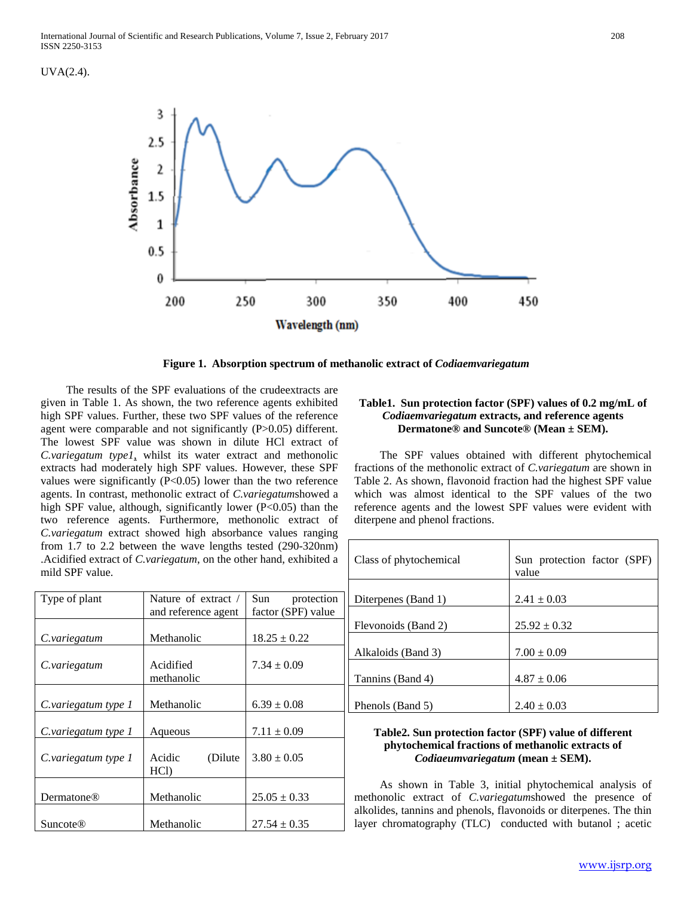UVA(2.4).

3
2.5
2
1.5
1
0.5
0
Absorbance
200
250
300
350
400
450
Wavelength (nm)

**Figure 1. Absorption spectrum of methanolic extract of *Codiaemvariegatum***

The results of the SPF evaluations of the crudeextracts are given in Table 1. As shown, the two reference agents exhibited high SPF values. Further, these two SPF values of the reference agent were comparable and not significantly (P>0.05) different. The lowest SPF value was shown in dilute HCl extract of *C.variegatum type1*, whilst its water extract and methonolic extracts had moderately high SPF values. However, these SPF values were significantly (P<0.05) lower than the two reference agents. In contrast, methonolic extract of *C.variegatum*showed a high SPF value, although, significantly lower (P<0.05) than the two reference agents. Furthermore, methonolic extract of *C.variegatum* extract showed high absorbance values ranging from 1.7 to 2.2 between the wave lengths tested (290-320nm) .Acidified extract of *C.variegatum*, on the other hand, exhibited a mild SPF value.

| Type of plant | Nature of extract / and reference agent | Sun protection factor (SPF) value |
|---|---|---|
| *C.variegatum* | Methanolic | 18.25 ± 0.22 |
| *C.variegatum* | Acidified methanolic | 7.34 ± 0.09 |
| *C.variegatum type 1* | Methanolic | 6.39 ± 0.08 |
| *C.variegatum type 1* | Aqueous | 7.11 ± 0.09 |
| *C.variegatum type 1* | Acidic (Dilute HCl) | 3.80 ± 0.05 |
| Dermatone® | Methanolic | 25.05 ± 0.33 |
| Suncote® | Methanolic | 27.54 ± 0.35 |

**Table1. Sun protection factor (SPF) values of 0.2 mg/mL of *Codiaemvariegatum* extracts, and reference agents Dermatone® and Suncote® (Mean ± SEM).**

The SPF values obtained with different phytochemical fractions of the methonolic extract of *C.variegatum* are shown in Table 2. As shown, flavonoid fraction had the highest SPF value which was almost identical to the SPF values of the two reference agents and the lowest SPF values were evident with diterpene and phenol fractions.

| Class of phytochemical | Sun protection factor (SPF) value |
|---|---|
| Diterpenes (Band 1) | 2.41 ± 0.03 |
| Flevonoids (Band 2) | 25.92 ± 0.32 |
| Alkaloids (Band 3) | 7.00 ± 0.09 |
| Tannins (Band 4) | 4.87 ± 0.06 |
| Phenols (Band 5) | 2.40 ± 0.03 |

**Table2. Sun protection factor (SPF) value of different phytochemical fractions of methonolic extracts of *Codiaeumvariegatum* (mean ± SEM).**

As shown in Table 3, initial phytochemical analysis of methonolic extract of *C.variegatum*showed the presence of alkolides, tannins and phenols, flavonoids or diterpenes. The thin layer chromatography (TLC) conducted with butanol ; acetic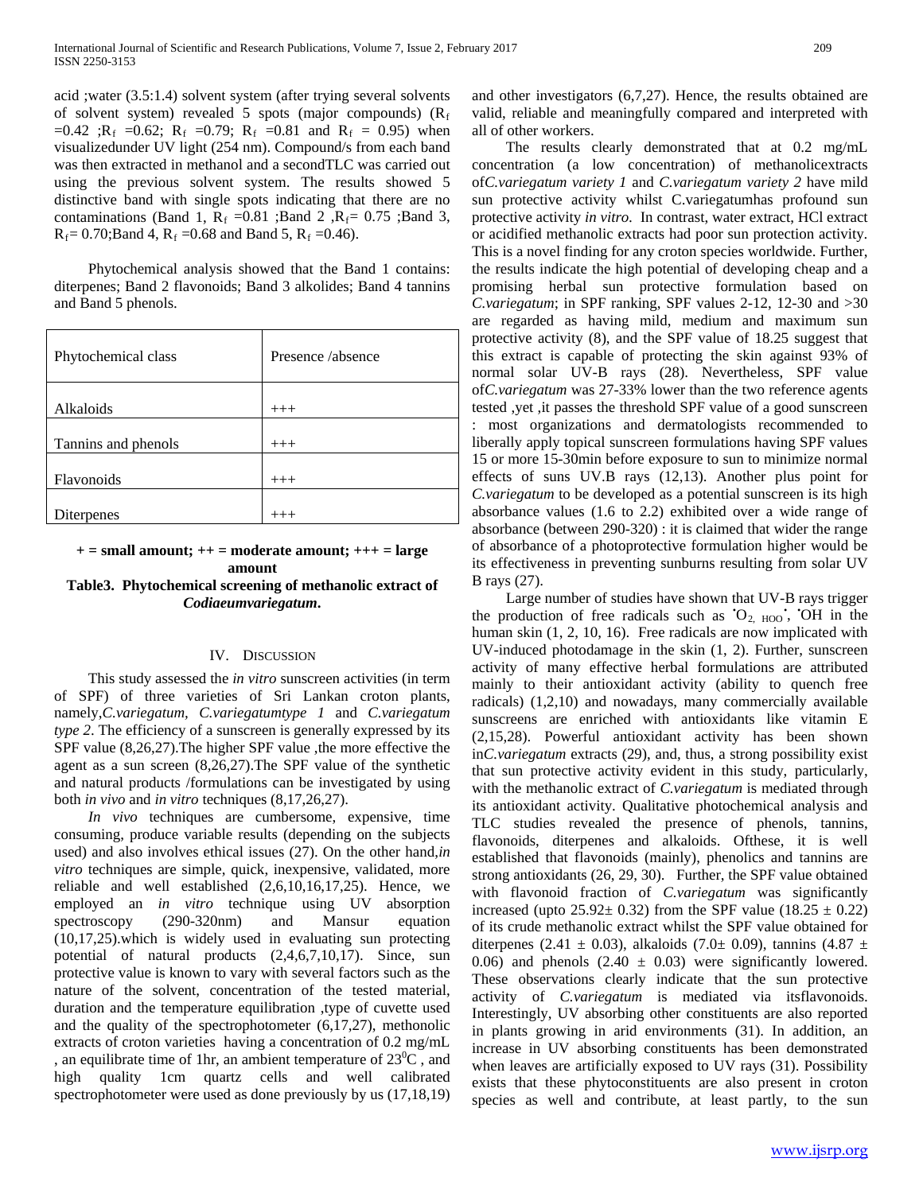acid ;water (3.5:1.4) solvent system (after trying several solvents of solvent system) revealed 5 spots (major compounds) ($R_f$ =0.42 ;$R_f$ =0.62; $R_f$ =0.79; $R_f$ =0.81 and $R_f$ = 0.95) when visualizedunder UV light (254 nm). Compound/s from each band was then extracted in methanol and a secondTLC was carried out using the previous solvent system. The results showed 5 distinctive band with single spots indicating that there are no contaminations (Band 1, $R_f$ =0.81 ;Band 2 ,$R_f$= 0.75 ;Band 3, $R_f$= 0.70;Band 4, $R_f$ =0.68 and Band 5, $R_f$ =0.46).

Phytochemical analysis showed that the Band 1 contains: diterpenes; Band 2 flavonoids; Band 3 alkolides; Band 4 tannins and Band 5 phenols.

| Phytochemical class | Presence /absence |
|---|---|
| Alkaloids | +++ |
| Tannins and phenols | +++ |
| Flavonoids | +++ |
| Diterpenes | +++ |

**+ = small amount; ++ = moderate amount; +++ = large amount**

**Table3. Phytochemical screening of methanolic extract of *Codiaeumvariegatum*.**

## IV. Discussion

This study assessed the *in vitro* sunscreen activities (in term of SPF) of three varieties of Sri Lankan croton plants, namely,*C.variegatum*, *C.variegatumtype 1* and *C.variegatum type 2*. The efficiency of a sunscreen is generally expressed by its SPF value (8,26,27).The higher SPF value ,the more effective the agent as a sun screen (8,26,27).The SPF value of the synthetic and natural products /formulations can be investigated by using both *in vivo* and *in vitro* techniques (8,17,26,27).

*In vivo* techniques are cumbersome, expensive, time consuming, produce variable results (depending on the subjects used) and also involves ethical issues (27). On the other hand,*in vitro* techniques are simple, quick, inexpensive, validated, more reliable and well established (2,6,10,16,17,25). Hence, we employed an *in vitro* technique using UV absorption spectroscopy (290-320nm) and Mansur equation (10,17,25).which is widely used in evaluating sun protecting potential of natural products (2,4,6,7,10,17). Since, sun protective value is known to vary with several factors such as the nature of the solvent, concentration of the tested material, duration and the temperature equilibration ,type of cuvette used and the quality of the spectrophotometer (6,17,27), methonolic extracts of croton varieties having a concentration of 0.2 mg/mL , an equilibrate time of 1hr, an ambient temperature of $23^0C$ , and high quality 1cm quartz cells and well calibrated spectrophotometer were used as done previously by us (17,18,19) and other investigators (6,7,27). Hence, the results obtained are valid, reliable and meaningfully compared and interpreted with all of other workers.

The results clearly demonstrated that at 0.2 mg/mL concentration (a low concentration) of methanolicextracts of*C.variegatum variety 1* and *C.variegatum variety 2* have mild sun protective activity whilst C.variegatumhas profound sun protective activity *in vitro*. In contrast, water extract, HCl extract or acidified methanolic extracts had poor sun protection activity. This is a novel finding for any croton species worldwide. Further, the results indicate the high potential of developing cheap and a promising herbal sun protective formulation based on *C.variegatum*; in SPF ranking, SPF values 2-12, 12-30 and >30 are regarded as having mild, medium and maximum sun protective activity (8), and the SPF value of 18.25 suggest that this extract is capable of protecting the skin against 93% of normal solar UV-B rays (28). Nevertheless, SPF value of*C.variegatum* was 27-33% lower than the two reference agents tested ,yet ,it passes the threshold SPF value of a good sunscreen : most organizations and dermatologists recommended to liberally apply topical sunscreen formulations having SPF values 15 or more 15-30min before exposure to sun to minimize normal effects of suns UV.B rays (12,13). Another plus point for *C.variegatum* to be developed as a potential sunscreen is its high absorbance values (1.6 to 2.2) exhibited over a wide range of absorbance (between 290-320) : it is claimed that wider the range of absorbance of a photoprotective formulation higher would be its effectiveness in preventing sunburns resulting from solar UV B rays (27).

Large number of studies have shown that UV-B rays trigger the production of free radicals such as $^{\bullet}O_{2,}$ $_{HOO}{}^{\bullet}$, $^{\bullet}OH$ in the human skin (1, 2, 10, 16). Free radicals are now implicated with UV-induced photodamage in the skin (1, 2). Further, sunscreen activity of many effective herbal formulations are attributed mainly to their antioxidant activity (ability to quench free radicals) (1,2,10) and nowadays, many commercially available sunscreens are enriched with antioxidants like vitamin E (2,15,28). Powerful antioxidant activity has been shown in*C.variegatum* extracts (29), and, thus, a strong possibility exist that sun protective activity evident in this study, particularly, with the methanolic extract of *C.variegatum* is mediated through its antioxidant activity. Qualitative photochemical analysis and TLC studies revealed the presence of phenols, tannins, flavonoids, diterpenes and alkaloids. Ofthese, it is well established that flavonoids (mainly), phenolics and tannins are strong antioxidants (26, 29, 30). Further, the SPF value obtained with flavonoid fraction of *C.variegatum* was significantly increased (upto 25.92± 0.32) from the SPF value (18.25 ± 0.22) of its crude methanolic extract whilst the SPF value obtained for diterpenes (2.41 ± 0.03), alkaloids (7.0± 0.09), tannins (4.87 ± 0.06) and phenols (2.40 ± 0.03) were significantly lowered. These observations clearly indicate that the sun protective activity of *C.variegatum* is mediated via itsflavonoids. Interestingly, UV absorbing other constituents are also reported in plants growing in arid environments (31). In addition, an increase in UV absorbing constituents has been demonstrated when leaves are artificially exposed to UV rays (31). Possibility exists that these phytoconstituents are also present in croton species as well and contribute, at least partly, to the sun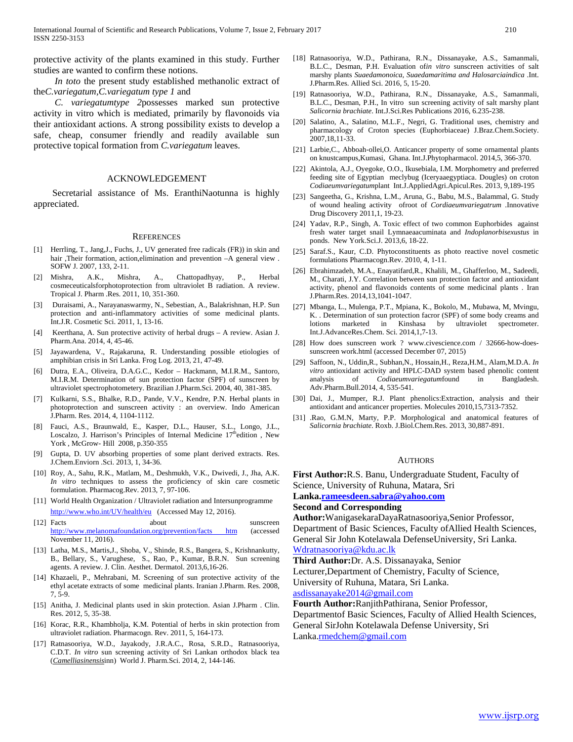protective activity of the plants examined in this study. Further studies are wanted to confirm these notions.

*In toto* the present study established methanolic extract of the*C.variegatum,C.variegatum type 1* and

*C. variegatumtype 2*possesses marked sun protective activity in vitro which is mediated, primarily by flavonoids via their antioxidant actions. A strong possibility exists to develop a safe, cheap, consumer friendly and readily available sun protective topical formation from *C.variegatum* leaves.

## ACKNOWLEDGEMENT

Secretarial assistance of Ms. EranthiNaotunna is highly appreciated.

## REFERENCES

[1] Herrling, T., Jang,J., Fuchs, J., UV generated free radicals (FR)) in skin and hair ,Their formation, action,elimination and prevention –A general view . SOFW J. 2007, 133, 2-11.

[2] Mishra, A.K., Mishra, A., Chattopadhyay, P., Herbal cosmeceuticalsforphotoprotection from ultraviolet B radiation. A review. Tropical J. Pharm .Res. 2011, 10, 351-360.

[3] Duraisami, A., Narayanaswarmy, N., Sebestian, A., Balakrishnan, H.P. Sun protection and anti-inflammatory activities of some medicinal plants. Int.J.R. Cosmetic Sci. 2011, 1, 13-16.

[4] Keerthana, A. Sun protective activity of herbal drugs – A review. Asian J. Pharm.Ana. 2014, 4, 45-46.

[5] Jayawardena, V., Rajakaruna, R. Understanding possible etiologies of amphibian crisis in Sri Lanka. Frog Log. 2013, 21, 47-49.

[6] Dutra, E.A., Oliveira, D.A.G.C., Kedor – Hackmann, M.I.R.M., Santoro, M.I.R.M. Determination of sun protection factor (SPF) of sunscreen by ultraviolet spectrophotometery. Brazilian J.Pharm.Sci. 2004, 40, 381-385.

[7] Kulkarni, S.S., Bhalke, R.D., Pande, V.V., Kendre, P.N. Herbal plants in photoprotection and sunscreen activity : an overview. Indo American J.Pharm. Res. 2014, 4, 1104-1112.

[8] Fauci, A.S., Braunwald, E., Kasper, D.L., Hauser, S.L., Longo, J.L., Loscalzo, J. Harrison's Principles of Internal Medicine 17thedition , New York , McGrow- Hill 2008, p.350-355

[9] Gupta, D. UV absorbing properties of some plant derived extracts. Res. J.Chem.Enviorn .Sci. 2013, 1, 34-36.

[10] Roy, A., Sahu, R.K., Matlam, M., Deshmukh, V.K., Dwivedi, J., Jha, A.K. *In vitro* techniques to assess the proficiency of skin care cosmetic formulation. Pharmacog.Rev. 2013, 7, 97-106.

[11] World Health Organization / Ultraviolet radiation and Intersunprogramme http://www.who.int/UV/health/eu (Accessed May 12, 2016).

[12] Facts about sunscreen http://www.melanomafoundation.org/prevention/facts htm (accessed November 11, 2016).

[13] Latha, M.S., Martis,J., Shoba, V., Shinde, R.S., Bangera, S., Krishnankutty, B., Bellary, S., Varughese, S., Rao, P., Kumar, B.R.N. Sun screening agents. A review. J. Clin. Aesthet. Dermatol. 2013,6,16-26.

[14] Khazaeli, P., Mehrabani, M. Screening of sun protective activity of the ethyl acetate extracts of some medicinal plants. Iranian J.Pharm. Res. 2008, 7, 5-9.

[15] Anitha, J. Medicinal plants used in skin protection. Asian J.Pharm . Clin. Res. 2012, 5, 35-38.

[16] Korac, R.R., Khambholja, K.M. Potential of herbs in skin protection from ultraviolet radiation. Pharmacogn. Rev. 2011, 5, 164-173.

[17] Ratnasooriya, W.D., Jayakody, J.R.A.C., Rosa, S.R.D., Ratnasooriya, C.D.T. *In vitro* sun screening activity of Sri Lankan orthodox black tea (*Camelliasinensis*inn) World J. Pharm.Sci. 2014, 2, 144-146.

[18] Ratnasooriya, W.D., Pathirana, R.N., Dissanayake, A.S., Samanmali, B.L.C., Desman, P.H. Evaluation of*in vitro* sunscreen activities of salt marshy plants *Suaedamonoica, Suaedamaritima and Halosarciaindica* .Int. J.Pharm.Res. Allied Sci. 2016, 5, 15-20.

[19] Ratnasooriya, W.D., Pathirana, R.N., Dissanayake, A.S., Samanmali, B.L.C., Desman, P.H., In vitro sun screening activity of salt marshy plant *Salicornia brachiate*. Int.J.Sci.Res Publications 2016, 6.235-238.

[20] Salatino, A., Salatino, M.L.F., Negri, G. Traditional uses, chemistry and pharmacology of Croton species (Euphorbiaceae) J.Braz.Chem.Society. 2007,18,11-33.

[21] Larbie,C., Abboah-ollei,O. Anticancer property of some ornamental plants on knustcampus,Kumasi, Ghana. Int.J.Phytopharmacol. 2014,5, 366-370.

[22] Akintola, A.J., Oyegoke, O.O., Ikusebiala, I.M. Morphometry and preferred feeding site of Egyptian meclybug (Iceryaegyptiaca. Dougles) on croton *Codiaeumvariegatum*plant Int.J.AppliedAgri.Apicul.Res. 2013, 9,189-195

[23] Sangeetha, G., Krishna, L.M., Aruna, G., Babu, M.S., Balammal, G. Study of wound healing activity ofroot of *Cordiaeumvariegatrum* .Innovative Drug Discovery 2011,1, 19-23.

[24] Yadav, R.P., Singh, A. Toxic effect of two common Euphorbides against fresh water target snail Lymnaeaacuminata and *Indoplanorbisexustus* in ponds. New York.Sci.J. 2013,6, 18-22.

[25] Saraf.S., Kaur, C.D. Phytoconstituents as photo reactive novel cosmetic formulations Pharmacogn.Rev. 2010, 4, 1-11.

[26] Ebrahimzadeh, M.A., Enayatifard,R., Khalili, M., Ghafferloo, M., Sadeedi, M., Charati, J.Y. Correlation between sun protection factor and antioxidant activity, phenol and flavonoids contents of some medicinal plants . Iran J.Pharm.Res. 2014,13,1041-1047.

[27] Mbanga, L., Mulenga, P.T., Mpiana, K., Bokolo, M., Mubawa, M, Mvingu, K. . Determination of sun protection facror (SPF) of some body creams and lotions marketed in Kinshasa by ultraviolet spectrometer. Int.J.AdvanceRes.Chem. Sci. 2014,1,7-13.

[28] How does sunscreen work ? www.civescience.com / 32666-how-does-sunscreen work.html (accessed December 07, 2015)

[29] Saffoon, N., Uddin,R., Subhan,N., Hossain,H., Reza,H.M., Alam,M.D.A. *In vitro* antioxidant activity and HPLC-DAD system based phenolic content analysis of *Codiaeumvariegatum*found in Bangladesh. Adv.Pharm.Bull.2014, 4, 535-541.

[30] Dai, J., Mumper, R.J. Plant phenolics:Extraction, analysis and their antioxidant and anticancer properties. Molecules 2010,15,7313-7352.

[31] .Rao, G.M.N, Marty, P.P. Morphological and anatomical features of *Salicornia brachiate.* Roxb. J.Biol.Chem.Res. 2013, 30,887-891.

## AUTHORS

**First Author:**R.S. Banu, Undergraduate Student, Faculty of Science, University of Ruhuna, Matara, Sri Lanka.rameesdeen.sabra@yahoo.com

**Second and Corresponding Author:**WanigasekaraDayaRatnasooriya,Senior Professor, Department of Basic Sciences, Faculty ofAllied Health Sciences, General Sir John Kotelawala DefenseUniversity, Sri Lanka. Wdratnasooriya@kdu.ac.lk

**Third Author:**Dr. A.S. Dissanayaka, Senior Lecturer,Department of Chemistry, Faculty of Science, University of Ruhuna, Matara, Sri Lanka. asdissanayake2014@gmail.com

**Fourth Author:**RanjithPathirana, Senior Professor, Departmentof Basic Sciences, Faculty of Allied Health Sciences, General SirJohn Kotelawala Defense University, Sri Lanka.rmedchem@gmail.com